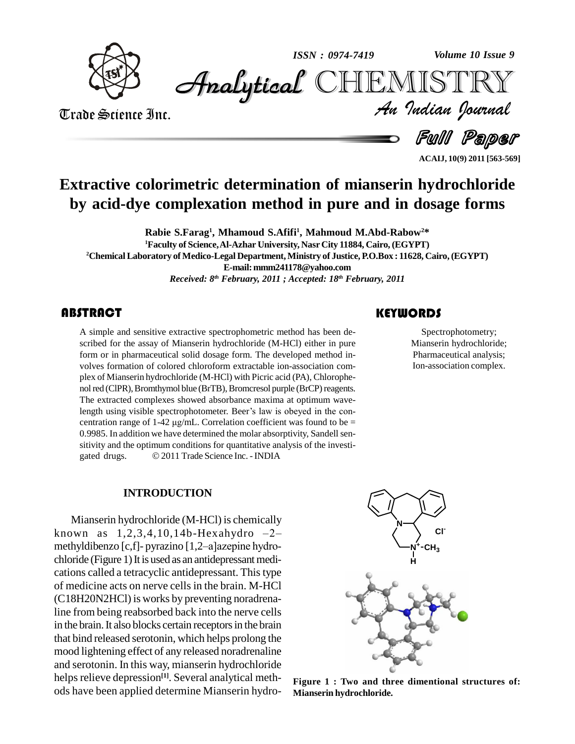# Extractive colorimetric determination of mianserin hydrochloride by acid-dye complexation method in pure and in dosage forms

**Rabie S.Farag[1], Mhamoud S.Afifi[1], Mahmoud M.Abd-Rabow[2]***

[1]Faculty of Science, Al-Azhar University, Nasr City 11884, Cairo, (EGYPT)

[2]Chemical Laboratory of Medico-Legal Department, Ministry of Justice, P.O.Box : 11628, Cairo, (EGYPT)

E-mail: mmm241178@yahoo.com

*Received: 8th February, 2011 ; Accepted: 18th February, 2011*

## ABSTRACT

A simple and sensitive extractive spectrophotometric method has been described for the assay of Mianserin hydrochloride (M-HCl) either in pure form or in pharmaceutical solid dosage form. The developed method involves formation of colored chloroform extractable ion-association complex of Mianserin hydrochloride (M-HCl) with Picric acid (PA), Chlorophenol red (ClPR), Bromthymol blue (BrTB), Bromcresol purple (BrCP) reagents. The extracted complexes showed absorbance maxima at optimum wavelength using visible spectrophotometer. Beer's law is obeyed in the concentration range of 1-42 μg/mL. Correlation coefficient was found to be = 0.9985. In addition we have determined the molar absorptivity, Sandell sensitivity and the optimum conditions for quantitative analysis of the investigated drugs. © 2011 Trade Science Inc. - INDIA

## KEYWORDS

Spectrophotometry; Mianserin hydrochloride; Pharmaceutical analysis; Ion-association complex.

## INTRODUCTION

Mianserin hydrochloride (M-HCl) is chemically known as 1,2,3,4,10,14b-Hexahydro –2– methyldibenzo [c,f]- pyrazino [1,2–a]azepine hydrochloride (Figure 1) It is used as an antidepressant medications called a tetracyclic antidepressant. This type of medicine acts on nerve cells in the brain. M-HCl ($C_{18}H_{20}N_2HCl$) is works by preventing noradrenaline from being reabsorbed back into the nerve cells in the brain. It also blocks certain receptors in the brain that bind released serotonin, which helps prolong the mood lightening effect of any released noradrenaline and serotonin. In this way, mianserin hydrochloride helps relieve depression[1]. Several analytical methods have been applied determine Mianserin hydro-

Figure 1 : Two and three dimentional structures of: Mianserin hydrochloride.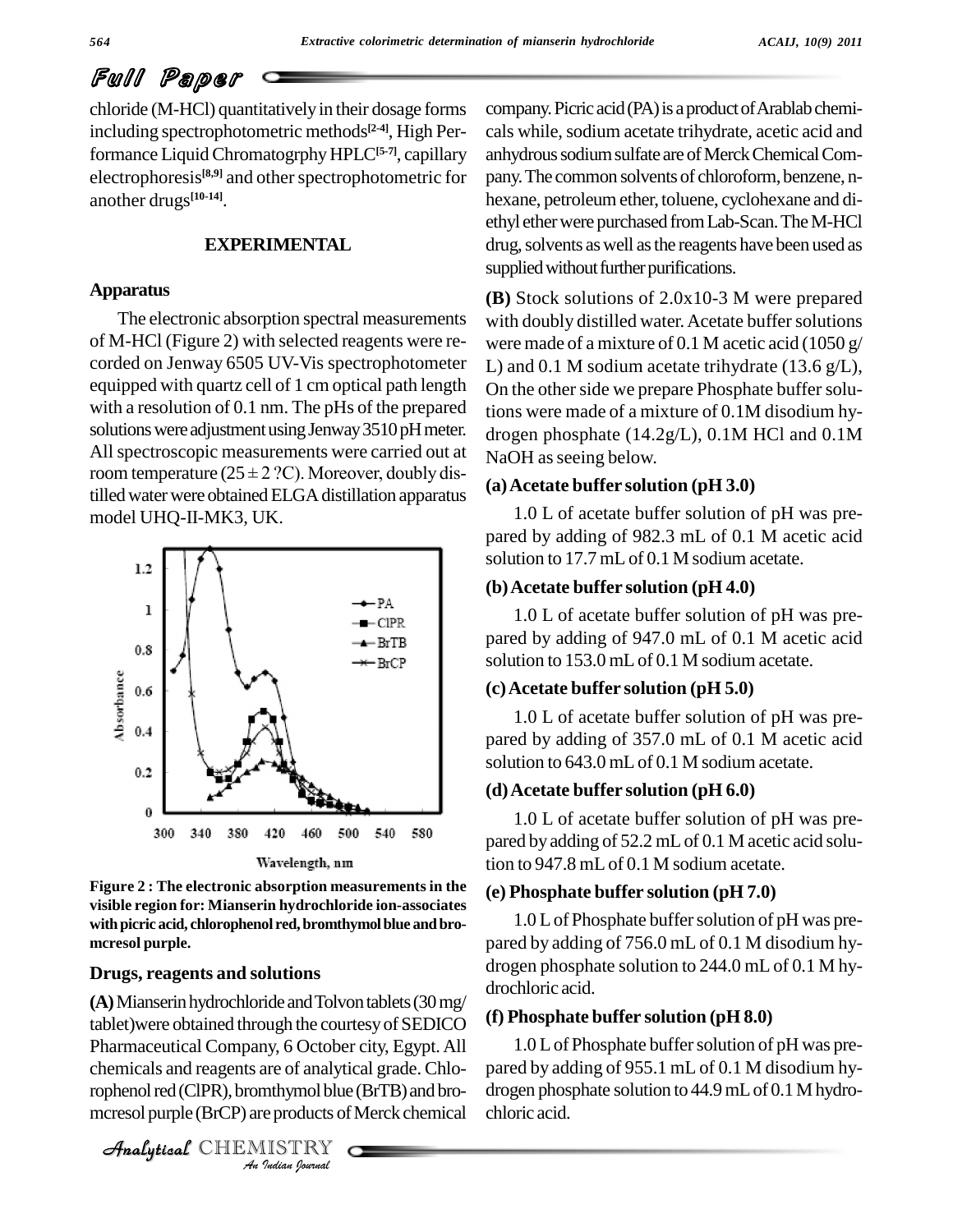chloride (M-HCl) quantitatively in their dosage forms including spectrophotometric methods[2-4], High Performance Liquid Chromatogrphy HPLC[5-7], capillary electrophoresis[8,9] and other spectrophotometric for another drugs[10-14].

## EXPERIMENTAL

### Apparatus

The electronic absorption spectral measurements of M-HCl (Figure 2) with selected reagents were recorded on Jenway 6505 UV-Vis spectrophotometer equipped with quartz cell of 1 cm optical path length with a resolution of 0.1 nm. The pHs of the prepared solutions were adjustment using Jenway 3510 pH meter. All spectroscopic measurements were carried out at room temperature (25 ± 2 ?C). Moreover, doubly distilled water were obtained ELGA distillation apparatus model UHQ-II-MK3, UK.

**Figure 2 : The electronic absorption measurements in the visible region for: Mianserin hydrochloride ion-associates with picric acid, chlorophenol red, bromthymol blue and bromcresol purple.**

### Drugs, reagents and solutions

**(A)** Mianserin hydrochloride and Tolvon tablets (30 mg/ tablet)were obtained through the courtesy of SEDICO Pharmaceutical Company, 6 October city, Egypt. All chemicals and reagents are of analytical grade. Chlorophenol red (ClPR), bromthymol blue (BrTB) and bromcresol purple (BrCP) are products of Merck chemical company. Picric acid (PA) is a product of Arablab chemicals while, sodium acetate trihydrate, acetic acid and anhydrous sodium sulfate are of Merck Chemical Company. The common solvents of chloroform, benzene, n-hexane, petroleum ether, toluene, cyclohexane and diethyl ether were purchased from Lab-Scan. The M-HCl drug, solvents as well as the reagents have been used as supplied without further purifications.

**(B)** Stock solutions of 2.0x10-3 M were prepared with doubly distilled water. Acetate buffer solutions were made of a mixture of 0.1 M acetic acid (1050 g/ L) and 0.1 M sodium acetate trihydrate (13.6 g/L), On the other side we prepare Phosphate buffer solutions were made of a mixture of 0.1M disodium hydrogen phosphate (14.2g/L), 0.1M HCl and 0.1M NaOH as seeing below.

#### (a) Acetate buffer solution (pH 3.0)

1.0 L of acetate buffer solution of pH was prepared by adding of 982.3 mL of 0.1 M acetic acid solution to 17.7 mL of 0.1 M sodium acetate.

#### (b) Acetate buffer solution (pH 4.0)

1.0 L of acetate buffer solution of pH was prepared by adding of 947.0 mL of 0.1 M acetic acid solution to 153.0 mL of 0.1 M sodium acetate.

#### (c) Acetate buffer solution (pH 5.0)

1.0 L of acetate buffer solution of pH was prepared by adding of 357.0 mL of 0.1 M acetic acid solution to 643.0 mL of 0.1 M sodium acetate.

#### (d) Acetate buffer solution (pH 6.0)

1.0 L of acetate buffer solution of pH was prepared by adding of 52.2 mL of 0.1 M acetic acid solution to 947.8 mL of 0.1 M sodium acetate.

#### (e) Phosphate buffer solution (pH 7.0)

1.0 L of Phosphate buffer solution of pH was prepared by adding of 756.0 mL of 0.1 M disodium hydrogen phosphate solution to 244.0 mL of 0.1 M hydrochloric acid.

#### (f) Phosphate buffer solution (pH 8.0)

1.0 L of Phosphate buffer solution of pH was prepared by adding of 955.1 mL of 0.1 M disodium hydrogen phosphate solution to 44.9 mL of 0.1 M hydrochloric acid.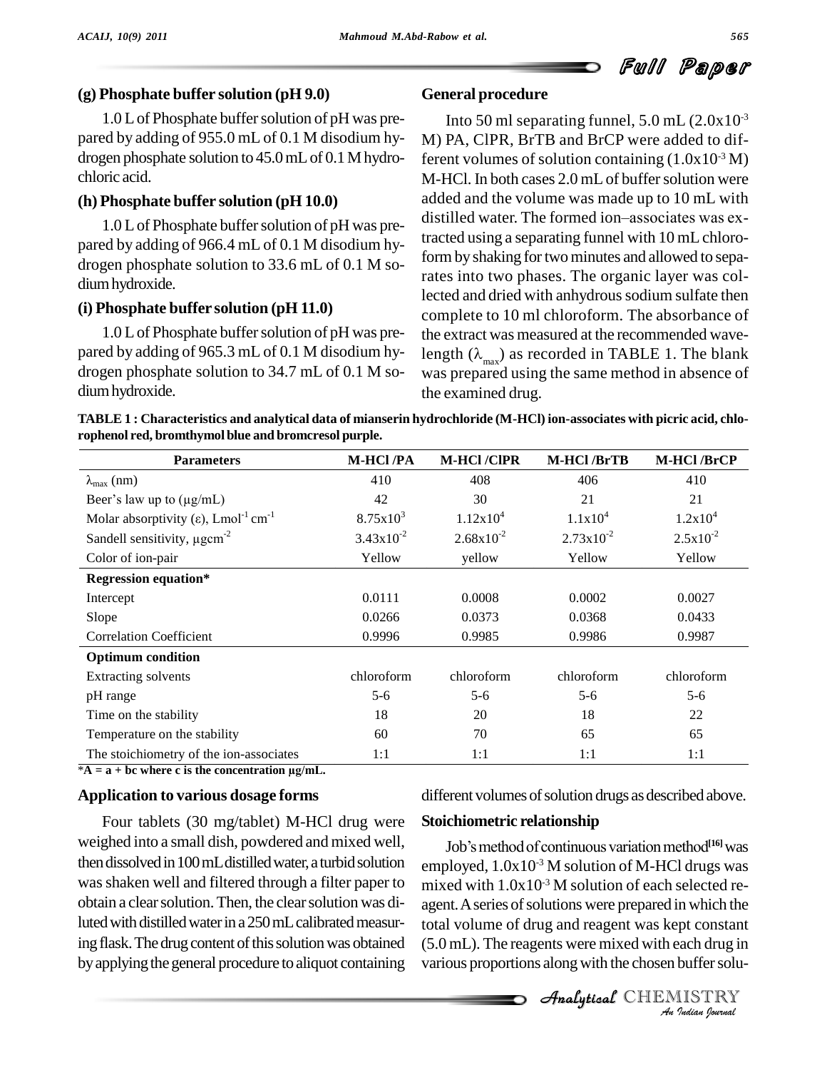### (g) Phosphate buffer solution (pH 9.0)

1.0 L of Phosphate buffer solution of pH was prepared by adding of 955.0 mL of 0.1 M disodium hydrogen phosphate solution to 45.0 mL of 0.1 M hydrochloric acid.

### (h) Phosphate buffer solution (pH 10.0)

1.0 L of Phosphate buffer solution of pH was prepared by adding of 966.4 mL of 0.1 M disodium hydrogen phosphate solution to 33.6 mL of 0.1 M sodium hydroxide.

### (i) Phosphate buffer solution (pH 11.0)

1.0 L of Phosphate buffer solution of pH was prepared by adding of 965.3 mL of 0.1 M disodium hydrogen phosphate solution to 34.7 mL of 0.1 M sodium hydroxide.

## General procedure

Into 50 ml separating funnel, 5.0 mL ($2.0x10^{-3}$ M) PA, ClPR, BrTB and BrCP were added to different volumes of solution containing ($1.0x10^{-3}$ M) M-HCl. In both cases 2.0 mL of buffer solution were added and the volume was made up to 10 mL with distilled water. The formed ion–associates was extracted using a separating funnel with 10 mL chloroform by shaking for two minutes and allowed to separates into two phases. The organic layer was collected and dried with anhydrous sodium sulfate then complete to 10 ml chloroform. The absorbance of the extract was measured at the recommended wavelength ($\lambda_{max}$) as recorded in TABLE 1. The blank was prepared using the same method in absence of the examined drug.

**TABLE 1 : Characteristics and analytical data of mianserin hydrochloride (M-HCl) ion-associates with picric acid, chlorophenol red, bromthymol blue and bromcresol purple.**

| Parameters | M-HCl /PA | M-HCl /ClPR | M-HCl /BrTB | M-HCl /BrCP |
|---|---|---|---|---|
| $\lambda_{max}$ (nm) | 410 | 408 | 406 | 410 |
| Beer's law up to (µg/mL) | 42 | 30 | 21 | 21 |
| Molar absorptivity (ε), $Lmol^{-1} cm^{-1}$ | $8.75x10^3$ | $1.12x10^4$ | $1.1x10^4$ | $1.2x10^4$ |
| Sandell sensitivity, $\mu gcm^{-2}$ | $3.43x10^{-2}$ | $2.68x10^{-2}$ | $2.73x10^{-2}$ | $2.5x10^{-2}$ |
| Color of ion-pair | Yellow | yellow | Yellow | Yellow |
| **Regression equation*** | | | | |
| Intercept | 0.0111 | 0.0008 | 0.0002 | 0.0027 |
| Slope | 0.0266 | 0.0373 | 0.0368 | 0.0433 |
| Correlation Coefficient | 0.9996 | 0.9985 | 0.9986 | 0.9987 |
| **Optimum condition** | | | | |
| Extracting solvents | chloroform | chloroform | chloroform | chloroform |
| pH range | 5-6 | 5-6 | 5-6 | 5-6 |
| Time on the stability | 18 | 20 | 18 | 22 |
| Temperature on the stability | 60 | 70 | 65 | 65 |
| The stoichiometry of the ion-associates | 1:1 | 1:1 | 1:1 | 1:1 |

**\*A = a + bc where c is the concentration µg/mL.**

## Application to various dosage forms

Four tablets (30 mg/tablet) M-HCl drug were weighed into a small dish, powdered and mixed well, then dissolved in 100 mL distilled water, a turbid solution was shaken well and filtered through a filter paper to obtain a clear solution. Then, the clear solution was diluted with distilled water in a 250 mL calibrated measuring flask. The drug content of this solution was obtained by applying the general procedure to aliquot containing different volumes of solution drugs as described above.

## Stoichiometric relationship

Job's method of continuous variation method[16] was employed, $1.0x10^{-3}$ M solution of M-HCl drugs was mixed with $1.0x10^{-3}$ M solution of each selected reagent. A series of solutions were prepared in which the total volume of drug and reagent was kept constant (5.0 mL). The reagents were mixed with each drug in various proportions along with the chosen buffer solu-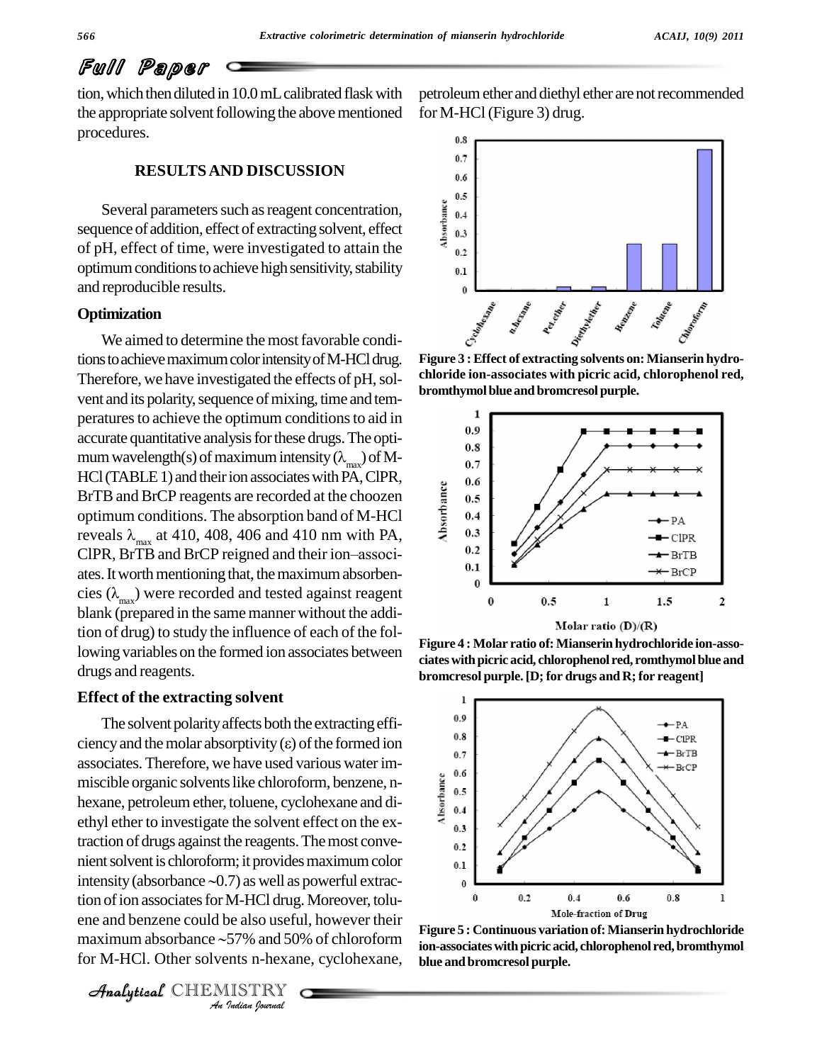tion, which then diluted in 10.0 mL calibrated flask with the appropriate solvent following the above mentioned procedures.

## RESULTS AND DISCUSSION

Several parameters such as reagent concentration, sequence of addition, effect of extracting solvent, effect of pH, effect of time, were investigated to attain the optimum conditions to achieve high sensitivity, stability and reproducible results.

### Optimization

We aimed to determine the most favorable conditions to achieve maximum color intensity of M-HCl drug. Therefore, we have investigated the effects of pH, solvent and its polarity, sequence of mixing, time and temperatures to achieve the optimum conditions to aid in accurate quantitative analysis for these drugs. The optimum wavelength(s) of maximum intensity ($\lambda_{max}$) of M-HCl (TABLE 1) and their ion associates with PA, ClPR, BrTB and BrCP reagents are recorded at the choozen optimum conditions. The absorption band of M-HCl reveals $\lambda_{max}$ at 410, 408, 406 and 410 nm with PA, ClPR, BrTB and BrCP reigned and their ion–associates. It worth mentioning that, the maximum absorbencies ($\lambda_{max}$) were recorded and tested against reagent blank (prepared in the same manner without the addition of drug) to study the influence of each of the following variables on the formed ion associates between drugs and reagents.

### Effect of the extracting solvent

The solvent polarity affects both the extracting efficiency and the molar absorptivity ($\varepsilon$) of the formed ion associates. Therefore, we have used various water immiscible organic solvents like chloroform, benzene, n-hexane, petroleum ether, toluene, cyclohexane and diethyl ether to investigate the solvent effect on the extraction of drugs against the reagents. The most convenient solvent is chloroform; it provides maximum color intensity (absorbance ~0.7) as well as powerful extraction of ion associates for M-HCl drug. Moreover, toluene and benzene could be also useful, however their maximum absorbance ~57% and 50% of chloroform for M-HCl. Other solvents n-hexane, cyclohexane, petroleum ether and diethyl ether are not recommended for M-HCl (Figure 3) drug.

**Figure 3 : Effect of extracting solvents on: Mianserin hydrochloride ion-associates with picric acid, chlorophenol red, bromthymol blue and bromcresol purple.**

**Figure 4 : Molar ratio of: Mianserin hydrochloride ion-associates with picric acid, chlorophenol red, romthymol blue and bromcresol purple. [D; for drugs and R; for reagent]**

**Figure 5 : Continuous variation of: Mianserin hydrochloride ion-associates with picric acid, chlorophenol red, bromthymol blue and bromcresol purple.**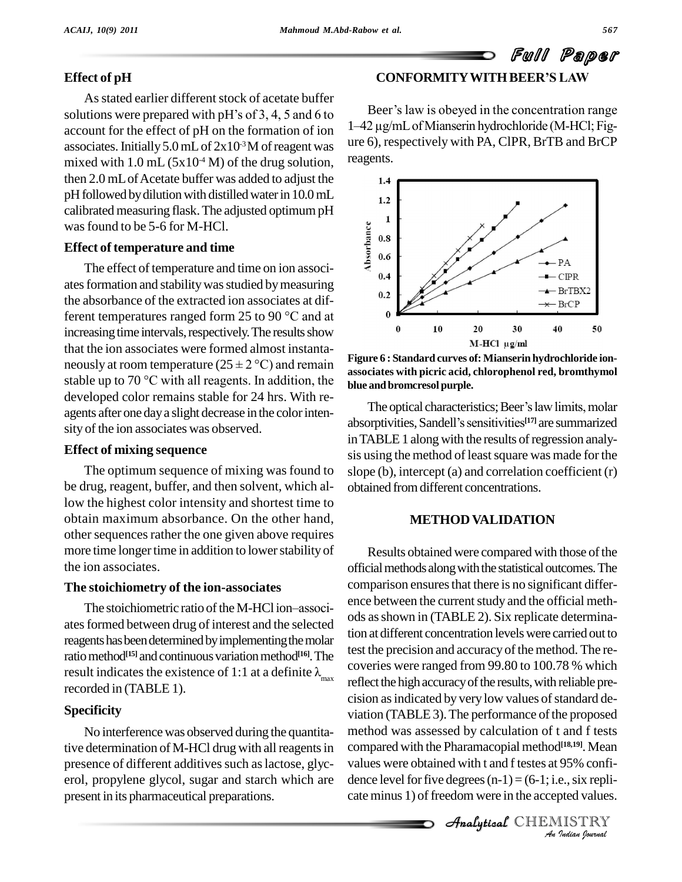### Effect of pH

As stated earlier different stock of acetate buffer solutions were prepared with pH's of 3, 4, 5 and 6 to account for the effect of pH on the formation of ion associates. Initially 5.0 mL of $2x10^{-3}$ M of reagent was mixed with 1.0 mL ($5x10^{-4}$ M) of the drug solution, then 2.0 mL of Acetate buffer was added to adjust the pH followed by dilution with distilled water in 10.0 mL calibrated measuring flask. The adjusted optimum pH was found to be 5-6 for M-HCl.

### Effect of temperature and time

The effect of temperature and time on ion associates formation and stability was studied by measuring the absorbance of the extracted ion associates at different temperatures ranged form 25 to 90 °C and at increasing time intervals, respectively. The results show that the ion associates were formed almost instantaneously at room temperature (25 ± 2 °C) and remain stable up to 70 °C with all reagents. In addition, the developed color remains stable for 24 hrs. With reagents after one day a slight decrease in the color intensity of the ion associates was observed.

### Effect of mixing sequence

The optimum sequence of mixing was found to be drug, reagent, buffer, and then solvent, which allow the highest color intensity and shortest time to obtain maximum absorbance. On the other hand, other sequences rather the one given above requires more time longer time in addition to lower stability of the ion associates.

### The stoichiometry of the ion-associates

The stoichiometric ratio of the M-HCl ion–associates formed between drug of interest and the selected reagents has been determined by implementing the molar ratio method[15] and continuous variation method[16]. The result indicates the existence of 1:1 at a definite $\lambda_{max}$ recorded in (TABLE 1).

### Specificity

No interference was observed during the quantitative determination of M-HCl drug with all reagents in presence of different additives such as lactose, glycerol, propylene glycol, sugar and starch which are present in its pharmaceutical preparations.

## CONFORMITY WITH BEER'S LAW

Beer's law is obeyed in the concentration range 1–42 µg/mL of Mianserin hydrochloride (M-HCl; Figure 6), respectively with PA, ClPR, BrTB and BrCP reagents.

**Figure 6 : Standard curves of: Mianserin hydrochloride ion-associates with picric acid, chlorophenol red, bromthymol blue and bromcresol purple.**

The optical characteristics; Beer's law limits, molar absorptivities, Sandell's sensitivities[17] are summarized in TABLE 1 along with the results of regression analysis using the method of least square was made for the slope (b), intercept (a) and correlation coefficient (r) obtained from different concentrations.

## METHOD VALIDATION

Results obtained were compared with those of the official methods along with the statistical outcomes. The comparison ensures that there is no significant difference between the current study and the official methods as shown in (TABLE 2). Six replicate determination at different concentration levels were carried out to test the precision and accuracy of the method. The recoveries were ranged from 99.80 to 100.78 % which reflect the high accuracy of the results, with reliable precision as indicated by very low values of standard deviation (TABLE 3). The performance of the proposed method was assessed by calculation of t and f tests compared with the Pharamacopial method[18,19]. Mean values were obtained with t and f testes at 95% confidence level for five degrees (n-1) = (6-1; i.e., six replicate minus 1) of freedom were in the accepted values.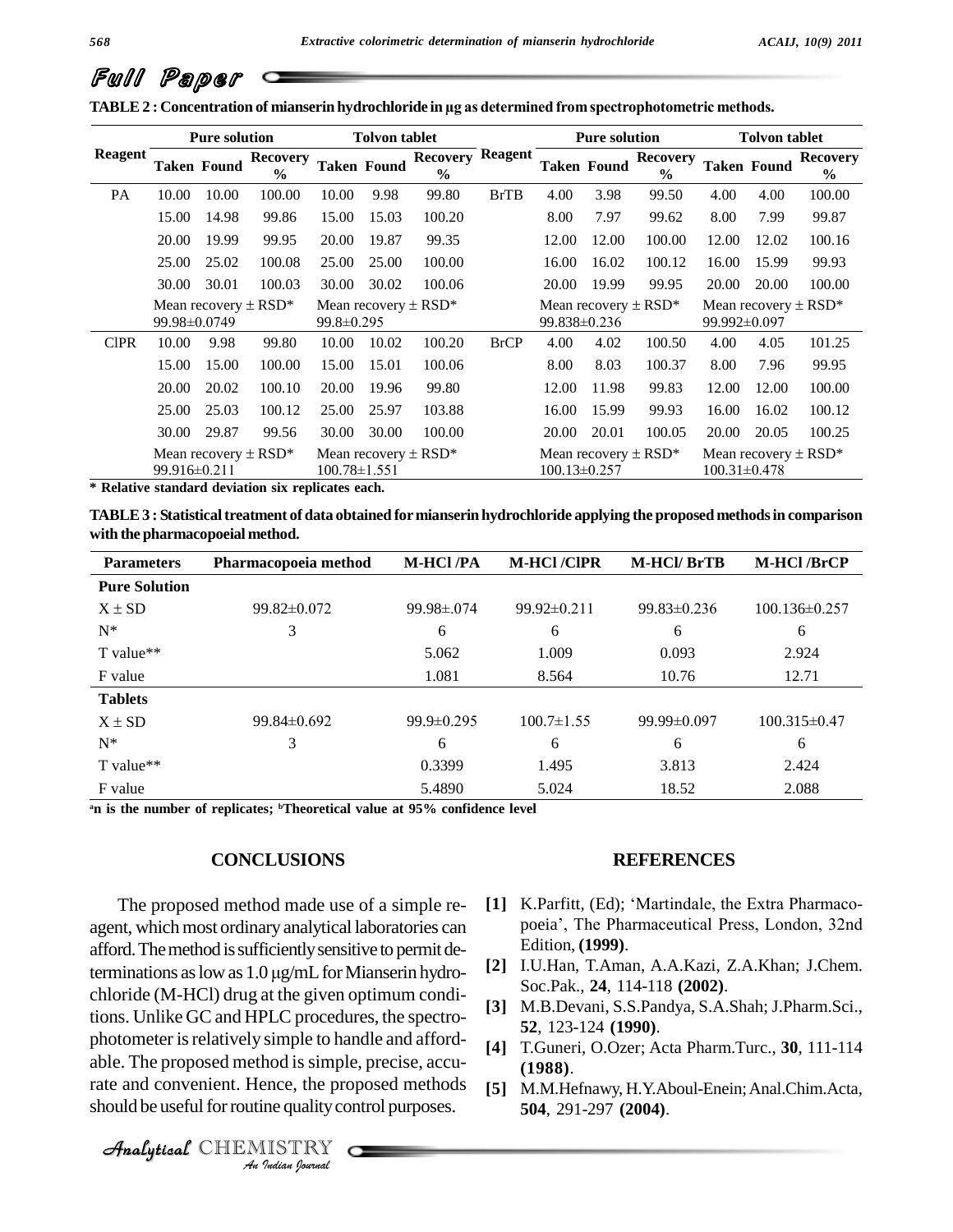**TABLE 2 : Concentration of mianserin hydrochloride in μg as determined from spectrophotometric methods.**

| Reagent | Pure solution | | | Tolvon tablet | | | Reagent | Pure solution | | | Tolvon tablet | | |
|---|---|---|---|---|---|---|---|---|---|---|---|---|---|
| | Taken | Found | Recovery % | Taken | Found | Recovery % | | Taken | Found | Recovery % | Taken | Found | Recovery % |
| PA | 10.00 | 10.00 | 100.00 | 10.00 | 9.98 | 99.80 | BrTB | 4.00 | 3.98 | 99.50 | 4.00 | 4.00 | 100.00 |
| | 15.00 | 14.98 | 99.86 | 15.00 | 15.03 | 100.20 | | 8.00 | 7.97 | 99.62 | 8.00 | 7.99 | 99.87 |
| | 20.00 | 19.99 | 99.95 | 20.00 | 19.87 | 99.35 | | 12.00 | 12.00 | 100.00 | 12.00 | 12.02 | 100.16 |
| | 25.00 | 25.02 | 100.08 | 25.00 | 25.00 | 100.00 | | 16.00 | 16.02 | 100.12 | 16.00 | 15.99 | 99.93 |
| | 30.00 | 30.01 | 100.03 | 30.00 | 30.02 | 100.06 | | 20.00 | 19.99 | 99.95 | 20.00 | 20.00 | 100.00 |
| | Mean recovery ± RSD* 99.98±0.0749 | | | Mean recovery ± RSD* 99.8±0.295 | | | | Mean recovery ± RSD* 99.838±0.236 | | | Mean recovery ± RSD* 99.992±0.097 | | |
| ClPR | 10.00 | 9.98 | 99.80 | 10.00 | 10.02 | 100.20 | BrCP | 4.00 | 4.02 | 100.50 | 4.00 | 4.05 | 101.25 |
| | 15.00 | 15.00 | 100.00 | 15.00 | 15.01 | 100.06 | | 8.00 | 8.03 | 100.37 | 8.00 | 7.96 | 99.95 |
| | 20.00 | 20.02 | 100.10 | 20.00 | 19.96 | 99.80 | | 12.00 | 11.98 | 99.83 | 12.00 | 12.00 | 100.00 |
| | 25.00 | 25.03 | 100.12 | 25.00 | 25.97 | 103.88 | | 16.00 | 15.99 | 99.93 | 16.00 | 16.02 | 100.12 |
| | 30.00 | 29.87 | 99.56 | 30.00 | 30.00 | 100.00 | | 20.00 | 20.01 | 100.05 | 20.00 | 20.05 | 100.25 |
| | Mean recovery ± RSD* 99.916±0.211 | | | Mean recovery ± RSD* 100.78±1.551 | | | | Mean recovery ± RSD* 100.13±0.257 | | | Mean recovery ± RSD* 100.31±0.478 | | |

**\* Relative standard deviation six replicates each.**

**TABLE 3 : Statistical treatment of data obtained for mianserin hydrochloride applying the proposed methods in comparison with the pharmacopoeial method.**

| Parameters | Pharmacopoeia method | M-HCl /PA | M-HCl /ClPR | M-HCl/ BrTB | M-HCl /BrCP |
|---|---|---|---|---|---|
| **Pure Solution** | | | | | |
| X ± SD | 99.82±0.072 | 99.98±.074 | 99.92±0.211 | 99.83±0.236 | 100.136±0.257 |
| N* | 3 | 6 | 6 | 6 | 6 |
| T value** | | 5.062 | 1.009 | 0.093 | 2.924 |
| F value | | 1.081 | 8.564 | 10.76 | 12.71 |
| **Tablets** | | | | | |
| X ± SD | 99.84±0.692 | 99.9±0.295 | 100.7±1.55 | 99.99±0.097 | 100.315±0.47 |
| N* | 3 | 6 | 6 | 6 | 6 |
| T value** | | 0.3399 | 1.495 | 3.813 | 2.424 |
| F value | | 5.4890 | 5.024 | 18.52 | 2.088 |

**[a]n is the number of replicates; [b]Theoretical value at 95% confidence level**

## CONCLUSIONS

The proposed method made use of a simple reagent, which most ordinary analytical laboratories can afford. The method is sufficiently sensitive to permit determinations as low as 1.0 μg/mL for Mianserin hydrochloride (M-HCl) drug at the given optimum conditions. Unlike GC and HPLC procedures, the spectrophotometer is relatively simple to handle and affordable. The proposed method is simple, precise, accurate and convenient. Hence, the proposed methods should be useful for routine quality control purposes.

## REFERENCES

[1] K.Parfitt, (Ed); 'Martindale, the Extra Pharmacopoeia', The Pharmaceutical Press, London, 32nd Edition, **(1999)**.

[2] I.U.Han, T.Aman, A.A.Kazi, Z.A.Khan; J.Chem. Soc.Pak., **24**, 114-118 **(2002)**.

[3] M.B.Devani, S.S.Pandya, S.A.Shah; J.Pharm.Sci., **52**, 123-124 **(1990)**.

[4] T.Guneri, O.Ozer; Acta Pharm.Turc., **30**, 111-114 **(1988)**.

[5] M.M.Hefnawy, H.Y.Aboul-Enein; Anal.Chim.Acta, **504**, 291-297 **(2004)**.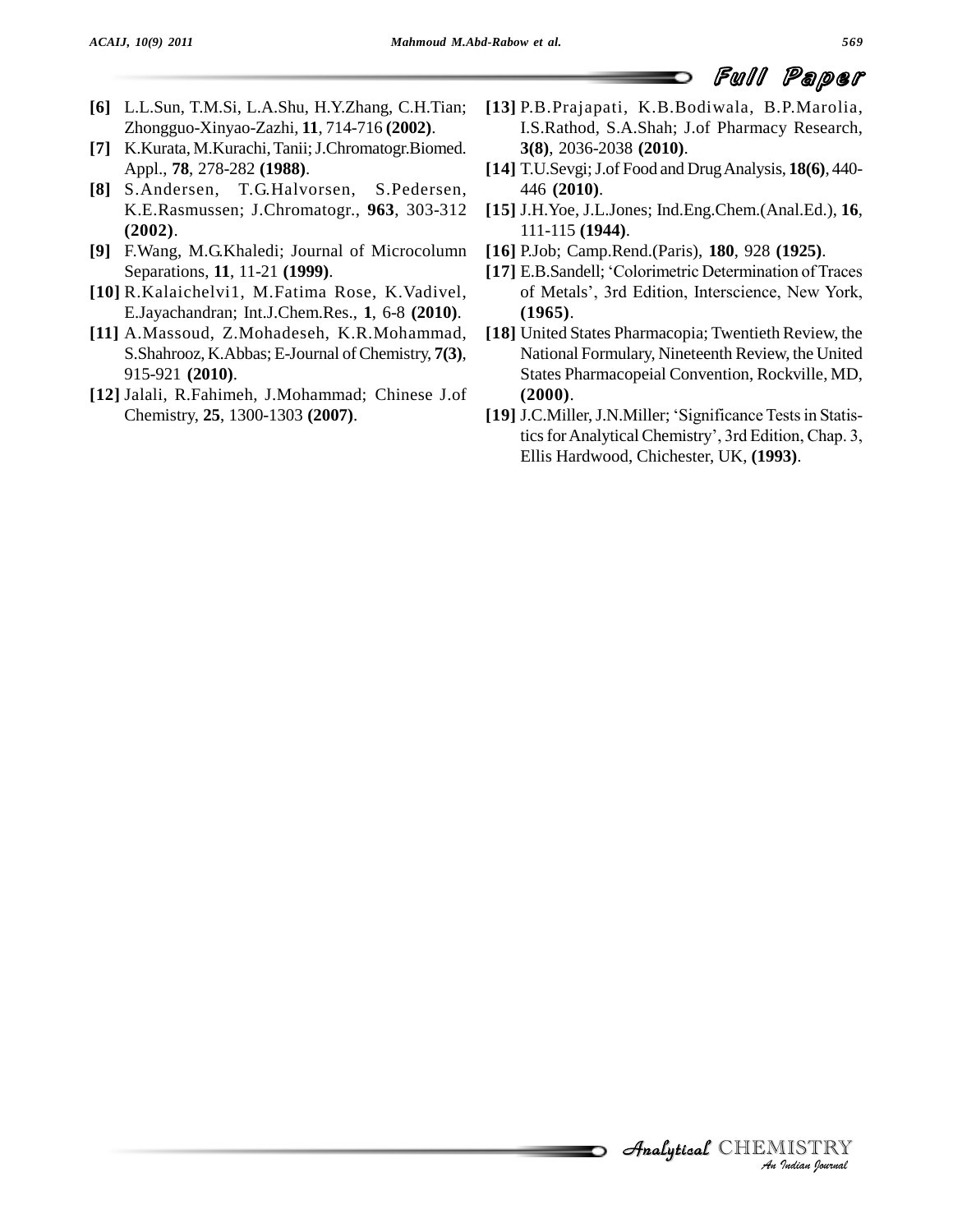[6] L.L.Sun, T.M.Si, L.A.Shu, H.Y.Zhang, C.H.Tian; Zhongguo-Xinyao-Zazhi, **11**, 714-716 **(2002)**.

[7] K.Kurata, M.Kurachi, Tanii; J.Chromatogr.Biomed. Appl., **78**, 278-282 **(1988)**.

[8] S.Andersen, T.G.Halvorsen, S.Pedersen, K.E.Rasmussen; J.Chromatogr., **963**, 303-312 **(2002)**.

[9] F.Wang, M.G.Khaledi; Journal of Microcolumn Separations, **11**, 11-21 **(1999)**.

[10] R.Kalaichelvi1, M.Fatima Rose, K.Vadivel, E.Jayachandran; Int.J.Chem.Res., **1**, 6-8 **(2010)**.

[11] A.Massoud, Z.Mohadeseh, K.R.Mohammad, S.Shahrooz, K.Abbas; E-Journal of Chemistry, **7(3)**, 915-921 **(2010)**.

[12] Jalali, R.Fahimeh, J.Mohammad; Chinese J.of Chemistry, **25**, 1300-1303 **(2007)**.

[13] P.B.Prajapati, K.B.Bodiwala, B.P.Marolia, I.S.Rathod, S.A.Shah; J.of Pharmacy Research, **3(8)**, 2036-2038 **(2010)**.

[14] T.U.Sevgi; J.of Food and Drug Analysis, **18(6)**, 440-446 **(2010)**.

[15] J.H.Yoe, J.L.Jones; Ind.Eng.Chem.(Anal.Ed.), **16**, 111-115 **(1944)**.

[16] P.Job; Camp.Rend.(Paris), **180**, 928 **(1925)**.

[17] E.B.Sandell; 'Colorimetric Determination of Traces of Metals', 3rd Edition, Interscience, New York, **(1965)**.

[18] United States Pharmacopia; Twentieth Review, the National Formulary, Nineteenth Review, the United States Pharmacopeial Convention, Rockville, MD, **(2000)**.

[19] J.C.Miller, J.N.Miller; 'Significance Tests in Statistics for Analytical Chemistry', 3rd Edition, Chap. 3, Ellis Hardwood, Chichester, UK, **(1993)**.